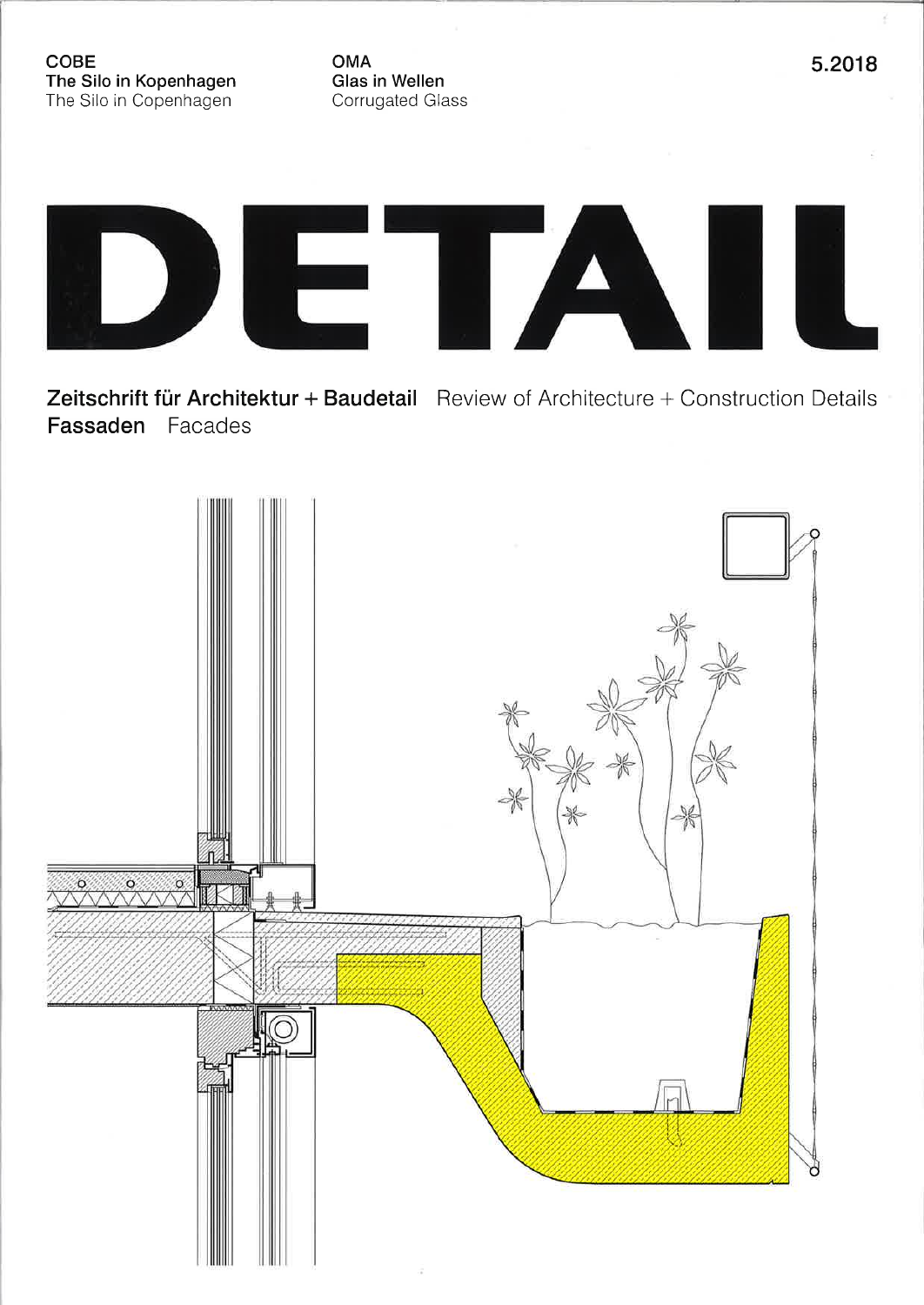**COBE**
**The Silo in Kopenhagen**
The Silo in Copenhagen

**OMA**
**Glas in Wellen**
Corrugated Glass

**5.2018**

# DETAIL

**Zeitschrift für Architektur + Baudetail** Review of Architecture + Construction Details

**Fassaden** Facades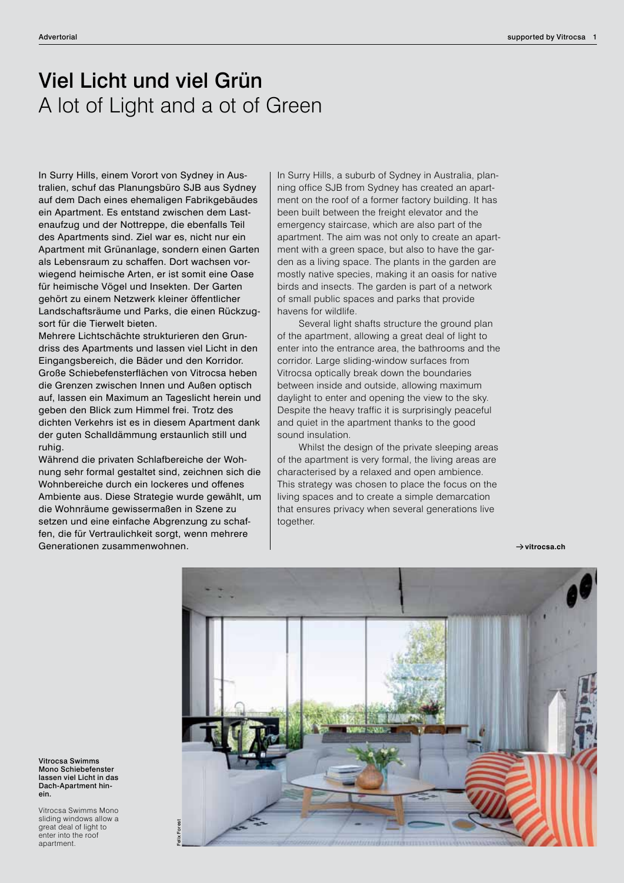# Viel Licht und viel Grün

## A lot of Light and a ot of Green

In Surry Hills, einem Vorort von Sydney in Australien, schuf das Planungsbüro SJB aus Sydney auf dem Dach eines ehemaligen Fabrikgebäudes ein Apartment. Es entstand zwischen dem Lastenaufzug und der Nottreppe, die ebenfalls Teil des Apartments sind. Ziel war es, nicht nur ein Apartment mit Grünanlage, sondern einen Garten als Lebensraum zu schaffen. Dort wachsen vorwiegend heimische Arten, er ist somit eine Oase für heimische Vögel und Insekten. Der Garten gehört zu einem Netzwerk kleiner öffentlicher Landschaftsräume und Parks, die einen Rückzugsort für die Tierwelt bieten.

Mehrere Lichtschächte strukturieren den Grundriss des Apartments und lassen viel Licht in den Eingangsbereich, die Bäder und den Korridor. Große Schiebefensterflächen von Vitrocsa heben die Grenzen zwischen Innen und Außen optisch auf, lassen ein Maximum an Tageslicht herein und geben den Blick zum Himmel frei. Trotz des dichten Verkehrs ist es in diesem Apartment dank der guten Schalldämmung erstaunlich still und ruhig.

Während die privaten Schlafbereiche der Wohnung sehr formal gestaltet sind, zeichnen sich die Wohnbereiche durch ein lockeres und offenes Ambiente aus. Diese Strategie wurde gewählt, um die Wohnräume gewissermaßen in Szene zu setzen und eine einfache Abgrenzung zu schaffen, die für Vertraulichkeit sorgt, wenn mehrere Generationen zusammenwohnen.

In Surry Hills, a suburb of Sydney in Australia, planning office SJB from Sydney has created an apartment on the roof of a former factory building. It has been built between the freight elevator and the emergency staircase, which are also part of the apartment. The aim was not only to create an apartment with a green space, but also to have the garden as a living space. The plants in the garden are mostly native species, making it an oasis for native birds and insects. The garden is part of a network of small public spaces and parks that provide havens for wildlife.

Several light shafts structure the ground plan of the apartment, allowing a great deal of light to enter into the entrance area, the bathrooms and the corridor. Large sliding-window surfaces from Vitrocsa optically break down the boundaries between inside and outside, allowing maximum daylight to enter and opening the view to the sky. Despite the heavy traffic it is surprisingly peaceful and quiet in the apartment thanks to the good sound insulation.

Whilst the design of the private sleeping areas of the apartment is very formal, the living areas are characterised by a relaxed and open ambience. This strategy was chosen to place the focus on the living spaces and to create a simple demarcation that ensures privacy when several generations live together.

→ vitrocsa.ch

**Vitrocsa Swimms Mono Schiebefenster lassen viel Licht in das Dach-Apartment hinein.**

Vitrocsa Swimms Mono sliding windows allow a great deal of light to enter into the roof apartment.

Felix Forest